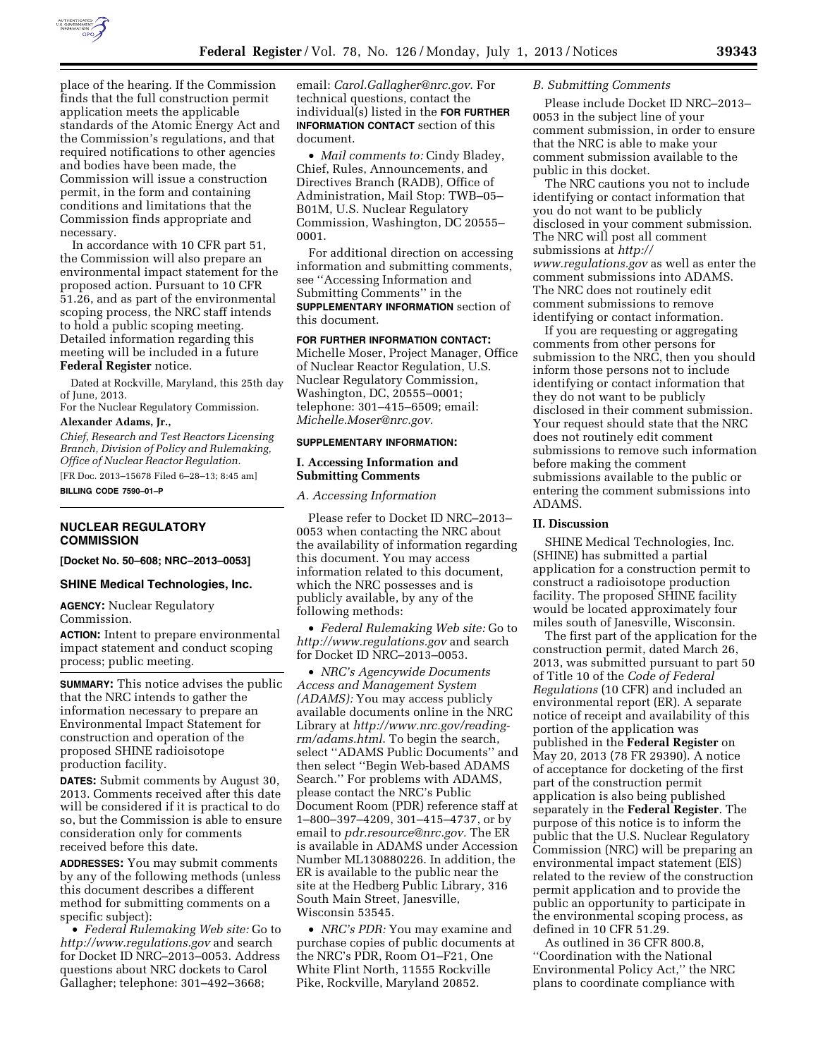place of the hearing. If the Commission finds that the full construction permit application meets the applicable standards of the Atomic Energy Act and the Commission's regulations, and that required notifications to other agencies and bodies have been made, the Commission will issue a construction permit, in the form and containing conditions and limitations that the Commission finds appropriate and necessary.

In accordance with 10 CFR part 51, the Commission will also prepare an environmental impact statement for the proposed action. Pursuant to 10 CFR 51.26, and as part of the environmental scoping process, the NRC staff intends to hold a public scoping meeting. Detailed information regarding this meeting will be included in a future **Federal Register** notice.

Dated at Rockville, Maryland, this 25th day of June, 2013.

For the Nuclear Regulatory Commission.

**Alexander Adams, Jr.,**

*Chief, Research and Test Reactors Licensing Branch, Division of Policy and Rulemaking, Office of Nuclear Reactor Regulation.*

[FR Doc. 2013–15678 Filed 6–28–13; 8:45 am]

**BILLING CODE 7590–01–P**

## NUCLEAR REGULATORY COMMISSION

**[Docket No. 50–608; NRC–2013–0053]**

### SHINE Medical Technologies, Inc.

**AGENCY:** Nuclear Regulatory Commission.

**ACTION:** Intent to prepare environmental impact statement and conduct scoping process; public meeting.

**SUMMARY:** This notice advises the public that the NRC intends to gather the information necessary to prepare an Environmental Impact Statement for construction and operation of the proposed SHINE radioisotope production facility.

**DATES:** Submit comments by August 30, 2013. Comments received after this date will be considered if it is practical to do so, but the Commission is able to ensure consideration only for comments received before this date.

**ADDRESSES:** You may submit comments by any of the following methods (unless this document describes a different method for submitting comments on a specific subject):

- *Federal Rulemaking Web site:* Go to *http://www.regulations.gov* and search for Docket ID NRC–2013–0053. Address questions about NRC dockets to Carol Gallagher; telephone: 301–492–3668; email: *Carol.Gallagher@nrc.gov*. For technical questions, contact the individual(s) listed in the **FOR FURTHER INFORMATION CONTACT** section of this document.
- *Mail comments to:* Cindy Bladey, Chief, Rules, Announcements, and Directives Branch (RADB), Office of Administration, Mail Stop: TWB–05–B01M, U.S. Nuclear Regulatory Commission, Washington, DC 20555–0001.

For additional direction on accessing information and submitting comments, see ''Accessing Information and Submitting Comments'' in the **SUPPLEMENTARY INFORMATION** section of this document.

**FOR FURTHER INFORMATION CONTACT:** Michelle Moser, Project Manager, Office of Nuclear Reactor Regulation, U.S. Nuclear Regulatory Commission, Washington, DC, 20555–0001; telephone: 301–415–6509; email: *Michelle.Moser@nrc.gov.*

**SUPPLEMENTARY INFORMATION:**

#### I. Accessing Information and Submitting Comments

*A. Accessing Information*

Please refer to Docket ID NRC–2013–0053 when contacting the NRC about the availability of information regarding this document. You may access information related to this document, which the NRC possesses and is publicly available, by any of the following methods:

- *Federal Rulemaking Web site:* Go to *http://www.regulations.gov* and search for Docket ID NRC–2013–0053.
- *NRC's Agencywide Documents Access and Management System (ADAMS):* You may access publicly available documents online in the NRC Library at *http://www.nrc.gov/reading-rm/adams.html.* To begin the search, select ''ADAMS Public Documents'' and then select ''Begin Web-based ADAMS Search.'' For problems with ADAMS, please contact the NRC's Public Document Room (PDR) reference staff at 1–800–397–4209, 301–415–4737, or by email to *pdr.resource@nrc.gov.* The ER is available in ADAMS under Accession Number ML130880226. In addition, the ER is available to the public near the site at the Hedberg Public Library, 316 South Main Street, Janesville, Wisconsin 53545.
- *NRC's PDR:* You may examine and purchase copies of public documents at the NRC's PDR, Room O1–F21, One White Flint North, 11555 Rockville Pike, Rockville, Maryland 20852.

*B. Submitting Comments*

Please include Docket ID NRC–2013–0053 in the subject line of your comment submission, in order to ensure that the NRC is able to make your comment submission available to the public in this docket.

The NRC cautions you not to include identifying or contact information that you do not want to be publicly disclosed in your comment submission. The NRC will post all comment submissions at *http://www.regulations.gov* as well as enter the comment submissions into ADAMS. The NRC does not routinely edit comment submissions to remove identifying or contact information.

If you are requesting or aggregating comments from other persons for submission to the NRC, then you should inform those persons not to include identifying or contact information that they do not want to be publicly disclosed in their comment submission. Your request should state that the NRC does not routinely edit comment submissions to remove such information before making the comment submissions available to the public or entering the comment submissions into ADAMS.

#### II. Discussion

SHINE Medical Technologies, Inc. (SHINE) has submitted a partial application for a construction permit to construct a radioisotope production facility. The proposed SHINE facility would be located approximately four miles south of Janesville, Wisconsin.

The first part of the application for the construction permit, dated March 26, 2013, was submitted pursuant to part 50 of Title 10 of the *Code of Federal Regulations* (10 CFR) and included an environmental report (ER). A separate notice of receipt and availability of this portion of the application was published in the **Federal Register** on May 20, 2013 (78 FR 29390). A notice of acceptance for docketing of the first part of the construction permit application is also being published separately in the **Federal Register**. The purpose of this notice is to inform the public that the U.S. Nuclear Regulatory Commission (NRC) will be preparing an environmental impact statement (EIS) related to the review of the construction permit application and to provide the public an opportunity to participate in the environmental scoping process, as defined in 10 CFR 51.29.

As outlined in 36 CFR 800.8, ''Coordination with the National Environmental Policy Act,'' the NRC plans to coordinate compliance with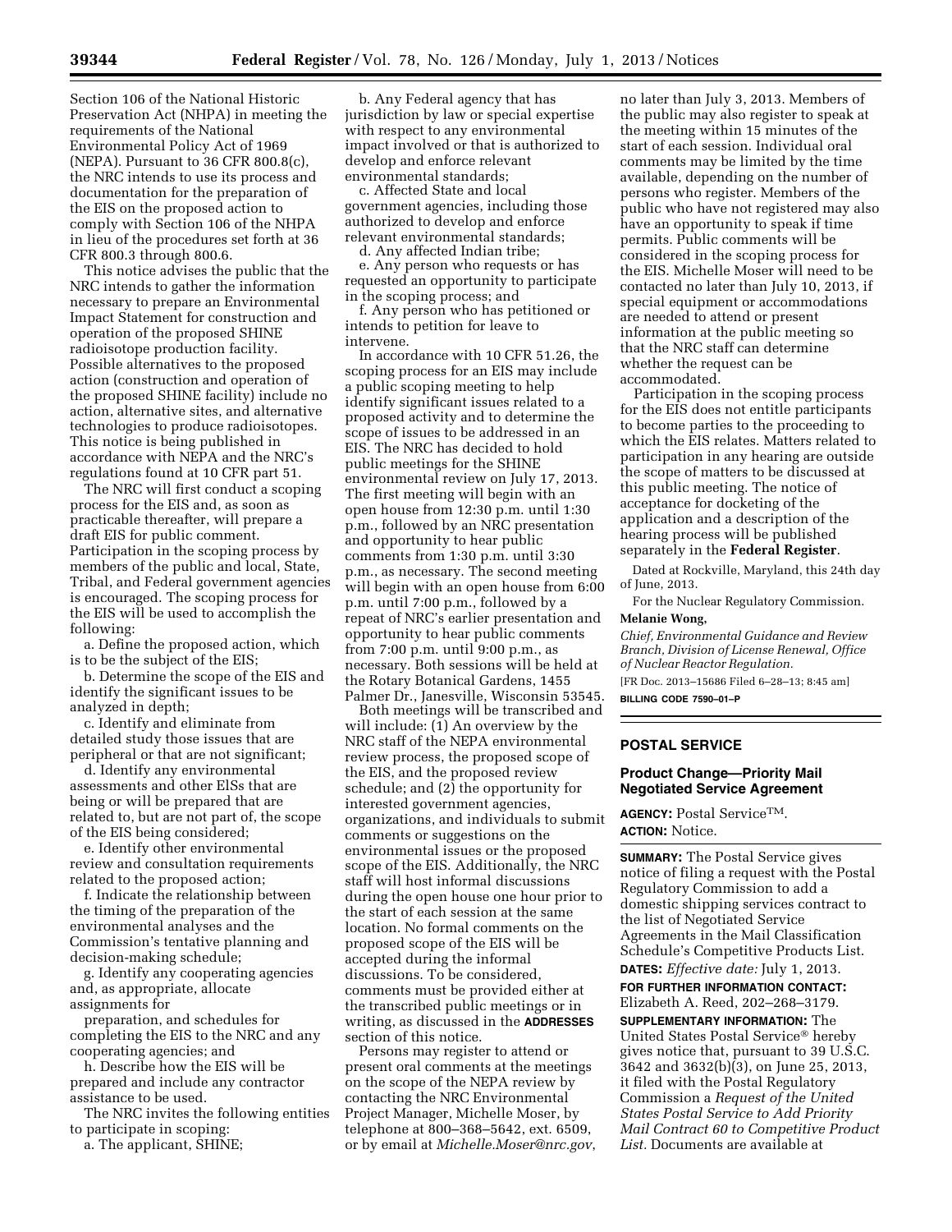Section 106 of the National Historic Preservation Act (NHPA) in meeting the requirements of the National Environmental Policy Act of 1969 (NEPA). Pursuant to 36 CFR 800.8(c), the NRC intends to use its process and documentation for the preparation of the EIS on the proposed action to comply with Section 106 of the NHPA in lieu of the procedures set forth at 36 CFR 800.3 through 800.6.

This notice advises the public that the NRC intends to gather the information necessary to prepare an Environmental Impact Statement for construction and operation of the proposed SHINE radioisotope production facility. Possible alternatives to the proposed action (construction and operation of the proposed SHINE facility) include no action, alternative sites, and alternative technologies to produce radioisotopes. This notice is being published in accordance with NEPA and the NRC's regulations found at 10 CFR part 51.

The NRC will first conduct a scoping process for the EIS and, as soon as practicable thereafter, will prepare a draft EIS for public comment. Participation in the scoping process by members of the public and local, State, Tribal, and Federal government agencies is encouraged. The scoping process for the EIS will be used to accomplish the following:

a. Define the proposed action, which is to be the subject of the EIS;

b. Determine the scope of the EIS and identify the significant issues to be analyzed in depth;

c. Identify and eliminate from detailed study those issues that are peripheral or that are not significant;

d. Identify any environmental assessments and other EISs that are being or will be prepared that are related to, but are not part of, the scope of the EIS being considered;

e. Identify other environmental review and consultation requirements related to the proposed action;

f. Indicate the relationship between the timing of the preparation of the environmental analyses and the Commission's tentative planning and decision-making schedule;

g. Identify any cooperating agencies and, as appropriate, allocate assignments for preparation, and schedules for completing the EIS to the NRC and any cooperating agencies; and

h. Describe how the EIS will be prepared and include any contractor assistance to be used.

The NRC invites the following entities to participate in scoping:

a. The applicant, SHINE;

b. Any Federal agency that has jurisdiction by law or special expertise with respect to any environmental impact involved or that is authorized to develop and enforce relevant environmental standards;

c. Affected State and local government agencies, including those authorized to develop and enforce relevant environmental standards;

d. Any affected Indian tribe;

e. Any person who requests or has requested an opportunity to participate in the scoping process; and

f. Any person who has petitioned or intends to petition for leave to intervene.

In accordance with 10 CFR 51.26, the scoping process for an EIS may include a public scoping meeting to help identify significant issues related to a proposed activity and to determine the scope of issues to be addressed in an EIS. The NRC has decided to hold public meetings for the SHINE environmental review on July 17, 2013. The first meeting will begin with an open house from 12:30 p.m. until 1:30 p.m., followed by an NRC presentation and opportunity to hear public comments from 1:30 p.m. until 3:30 p.m., as necessary. The second meeting will begin with an open house from 6:00 p.m. until 7:00 p.m., followed by a repeat of NRC's earlier presentation and opportunity to hear public comments from 7:00 p.m. until 9:00 p.m., as necessary. Both sessions will be held at the Rotary Botanical Gardens, 1455 Palmer Dr., Janesville, Wisconsin 53545.

Both meetings will be transcribed and will include: (1) An overview by the NRC staff of the NEPA environmental review process, the proposed scope of the EIS, and the proposed review schedule; and (2) the opportunity for interested government agencies, organizations, and individuals to submit comments or suggestions on the environmental issues or the proposed scope of the EIS. Additionally, the NRC staff will host informal discussions during the open house one hour prior to the start of each session at the same location. No formal comments on the proposed scope of the EIS will be accepted during the informal discussions. To be considered, comments must be provided either at the transcribed public meetings or in writing, as discussed in the **ADDRESSES** section of this notice.

Persons may register to attend or present oral comments at the meetings on the scope of the NEPA review by contacting the NRC Environmental Project Manager, Michelle Moser, by telephone at 800–368–5642, ext. 6509, or by email at *Michelle.Moser@nrc.gov*, no later than July 3, 2013. Members of the public may also register to speak at the meeting within 15 minutes of the start of each session. Individual oral comments may be limited by the time available, depending on the number of persons who register. Members of the public who have not registered may also have an opportunity to speak if time permits. Public comments will be considered in the scoping process for the EIS. Michelle Moser will need to be contacted no later than July 10, 2013, if special equipment or accommodations are needed to attend or present information at the public meeting so that the NRC staff can determine whether the request can be accommodated.

Participation in the scoping process for the EIS does not entitle participants to become parties to the proceeding to which the EIS relates. Matters related to participation in any hearing are outside the scope of matters to be discussed at this public meeting. The notice of acceptance for docketing of the application and a description of the hearing process will be published separately in the **Federal Register**.

Dated at Rockville, Maryland, this 24th day of June, 2013.

For the Nuclear Regulatory Commission.

**Melanie Wong,**

*Chief, Environmental Guidance and Review Branch, Division of License Renewal, Office of Nuclear Reactor Regulation.*

[FR Doc. 2013–15686 Filed 6–28–13; 8:45 am]

**BILLING CODE 7590–01–P**

## POSTAL SERVICE

### Product Change—Priority Mail Negotiated Service Agreement

**AGENCY:** Postal Service™.

**ACTION:** Notice.

**SUMMARY:** The Postal Service gives notice of filing a request with the Postal Regulatory Commission to add a domestic shipping services contract to the list of Negotiated Service Agreements in the Mail Classification Schedule's Competitive Products List.

**DATES:** *Effective date:* July 1, 2013.

**FOR FURTHER INFORMATION CONTACT:** Elizabeth A. Reed, 202–268–3179.

**SUPPLEMENTARY INFORMATION:** The United States Postal Service® hereby gives notice that, pursuant to 39 U.S.C. 3642 and 3632(b)(3), on June 25, 2013, it filed with the Postal Regulatory Commission a *Request of the United States Postal Service to Add Priority Mail Contract 60 to Competitive Product List.* Documents are available at